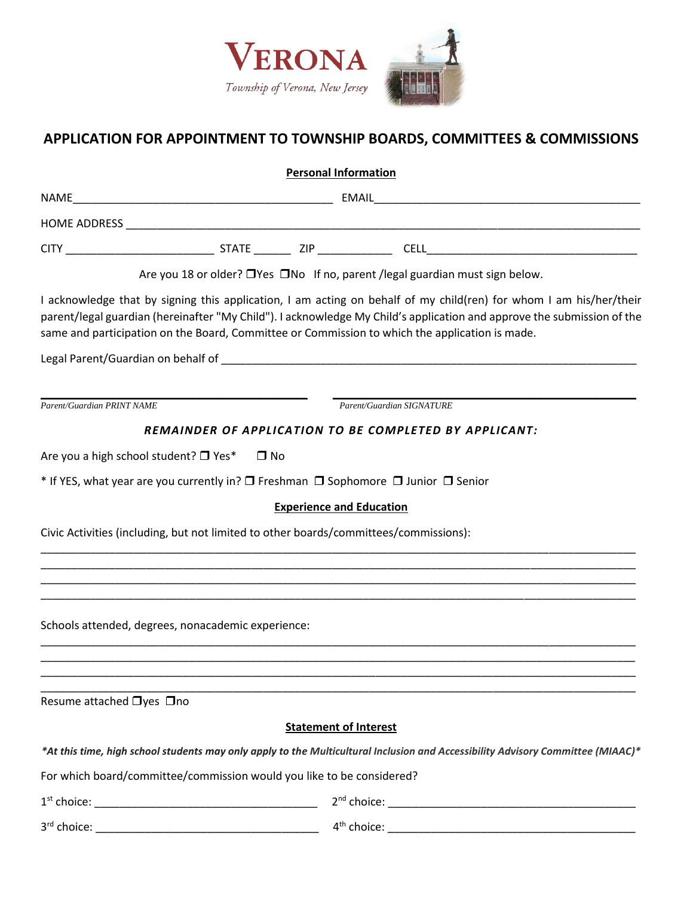VERONA

Township of Verona, New Jersey

# APPLICATION FOR APPOINTMENT TO TOWNSHIP BOARDS, COMMITTEES & COMMISSIONS

**Personal Information**

NAME__________________________________________ EMAIL___________________________________________

HOME ADDRESS ______________________________________________________________________________

CITY ________________________ STATE ______ ZIP ____________ CELL_________________________________

Are you 18 or older? ❒Yes ❒No If no, parent /legal guardian must sign below.

I acknowledge that by signing this application, I am acting on behalf of my child(ren) for whom I am his/her/their parent/legal guardian (hereinafter "My Child"). I acknowledge My Child's application and approve the submission of the same and participation on the Board, Committee or Commission to which the application is made.

Legal Parent/Guardian on behalf of ____________________________________________________________________

_____________________________________________ _____________________________________________

*Parent/Guardian PRINT NAME* *Parent/Guardian SIGNATURE*

***REMAINDER OF APPLICATION TO BE COMPLETED BY APPLICANT:***

Are you a high school student? ❒ Yes* ❒ No

* If YES, what year are you currently in? ❒ Freshman ❒ Sophomore ❒ Junior ❒ Senior

**Experience and Education**

Civic Activities (including, but not limited to other boards/committees/commissions):

_____________________________________________________________________________________________

_____________________________________________________________________________________________

_____________________________________________________________________________________________

_____________________________________________________________________________________________

Schools attended, degrees, nonacademic experience:

_____________________________________________________________________________________________

_____________________________________________________________________________________________

_____________________________________________________________________________________________

_____________________________________________________________________________________________

Resume attached ❒yes ❒no

**Statement of Interest**

***At this time, high school students may only apply to the Multicultural Inclusion and Accessibility Advisory Committee (MIAAC)***

For which board/committee/commission would you like to be considered?

1st choice: ___________________________________ 2nd choice: ________________________________________

3rd choice: ___________________________________ 4th choice: ________________________________________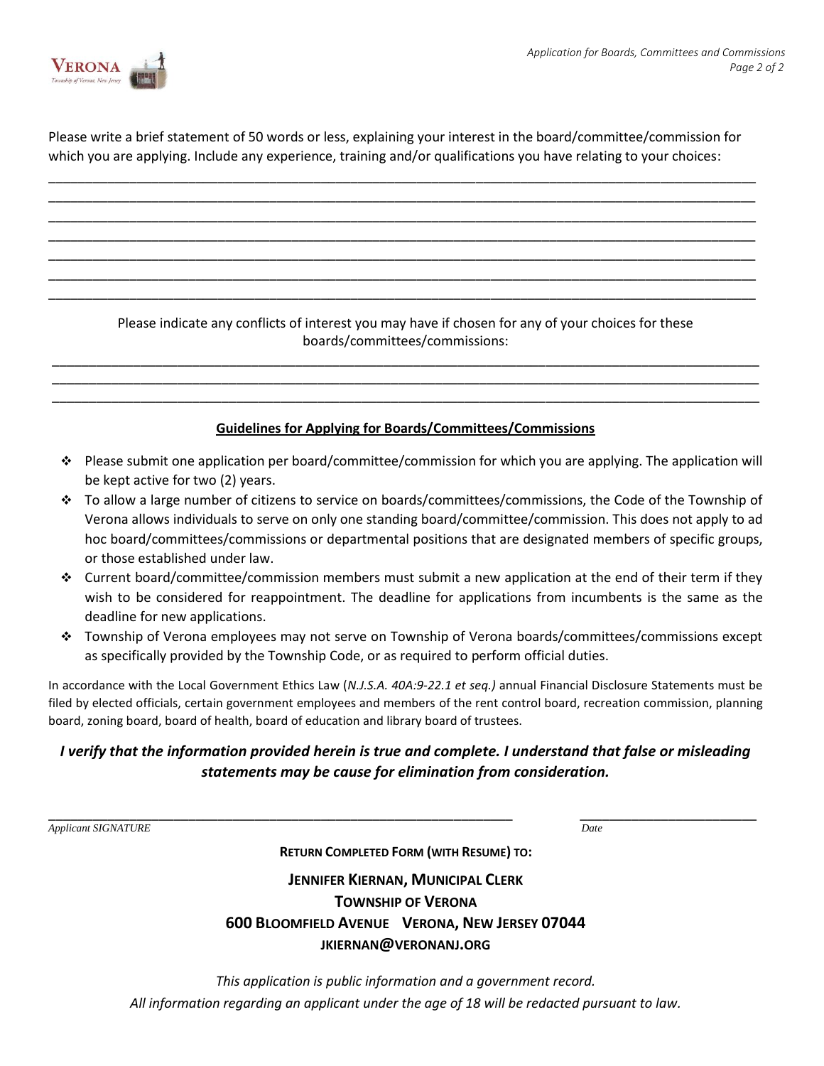Please write a brief statement of 50 words or less, explaining your interest in the board/committee/commission for which you are applying. Include any experience, training and/or qualifications you have relating to your choices:

_______________________________________________________________________________________________
_______________________________________________________________________________________________
_______________________________________________________________________________________________
_______________________________________________________________________________________________
_______________________________________________________________________________________________
_______________________________________________________________________________________________
_______________________________________________________________________________________________

Please indicate any conflicts of interest you may have if chosen for any of your choices for these boards/committees/commissions:

_______________________________________________________________________________________________
_______________________________________________________________________________________________
_______________________________________________________________________________________________

**Guidelines for Applying for Boards/Committees/Commissions**

- Please submit one application per board/committee/commission for which you are applying. The application will be kept active for two (2) years.
- To allow a large number of citizens to service on boards/committees/commissions, the Code of the Township of Verona allows individuals to serve on only one standing board/committee/commission. This does not apply to ad hoc board/committees/commissions or departmental positions that are designated members of specific groups, or those established under law.
- Current board/committee/commission members must submit a new application at the end of their term if they wish to be considered for reappointment. The deadline for applications from incumbents is the same as the deadline for new applications.
- Township of Verona employees may not serve on Township of Verona boards/committees/commissions except as specifically provided by the Township Code, or as required to perform official duties.

In accordance with the Local Government Ethics Law (*N.J.S.A. 40A:9-22.1 et seq.)* annual Financial Disclosure Statements must be filed by elected officials, certain government employees and members of the rent control board, recreation commission, planning board, zoning board, board of health, board of education and library board of trustees.

***I verify that the information provided herein is true and complete. I understand that false or misleading statements may be cause for elimination from consideration.***

_____________________________________________________________ _______________________

*Applicant SIGNATURE* *Date*

**RETURN COMPLETED FORM (WITH RESUME) TO:**

**JENNIFER KIERNAN, MUNICIPAL CLERK**

**TOWNSHIP OF VERONA**

**600 BLOOMFIELD AVENUE VERONA, NEW JERSEY 07044**

**JKIERNAN@VERONANJ.ORG**

*This application is public information and a government record.*

*All information regarding an applicant under the age of 18 will be redacted pursuant to law.*